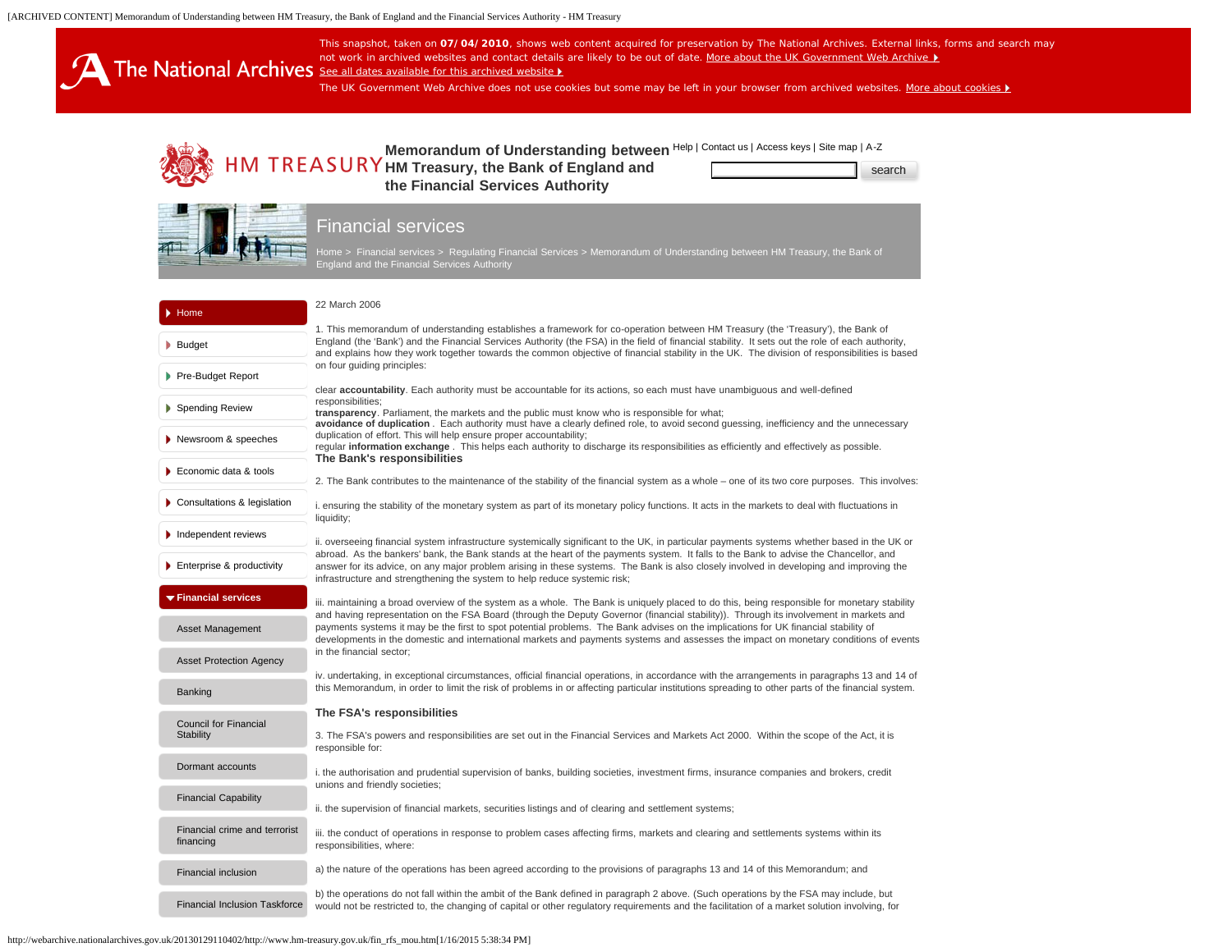# Memorandum of Understanding between HM Treasury, the Bank of England and the Financial Services Authority

22 March 2006

1. This memorandum of understanding establishes a framework for co-operation between HM Treasury (the 'Treasury'), the Bank of England (the 'Bank') and the Financial Services Authority (the FSA) in the field of financial stability. It sets out the role of each authority, and explains how they work together towards the common objective of financial stability in the UK. The division of responsibilities is based on four guiding principles:

clear **accountability**. Each authority must be accountable for its actions, so each must have unambiguous and well-defined responsibilities;
**transparency**. Parliament, the markets and the public must know who is responsible for what;
**avoidance of duplication** . Each authority must have a clearly defined role, to avoid second guessing, inefficiency and the unnecessary duplication of effort. This will help ensure proper accountability;
regular **information exchange** . This helps each authority to discharge its responsibilities as efficiently and effectively as possible.

### The Bank's responsibilities

2. The Bank contributes to the maintenance of the stability of the financial system as a whole – one of its two core purposes. This involves:

i. ensuring the stability of the monetary system as part of its monetary policy functions. It acts in the markets to deal with fluctuations in liquidity;

ii. overseeing financial system infrastructure systemically significant to the UK, in particular payments systems whether based in the UK or abroad. As the bankers' bank, the Bank stands at the heart of the payments system. It falls to the Bank to advise the Chancellor, and answer for its advice, on any major problem arising in these systems. The Bank is also closely involved in developing and improving the infrastructure and strengthening the system to help reduce systemic risk;

iii. maintaining a broad overview of the system as a whole. The Bank is uniquely placed to do this, being responsible for monetary stability and having representation on the FSA Board (through the Deputy Governor (financial stability)). Through its involvement in markets and payments systems it may be the first to spot potential problems. The Bank advises on the implications for UK financial stability of developments in the domestic and international markets and payments systems and assesses the impact on monetary conditions of events in the financial sector;

iv. undertaking, in exceptional circumstances, official financial operations, in accordance with the arrangements in paragraphs 13 and 14 of this Memorandum, in order to limit the risk of problems in or affecting particular institutions spreading to other parts of the financial system.

### The FSA's responsibilities

3. The FSA's powers and responsibilities are set out in the Financial Services and Markets Act 2000. Within the scope of the Act, it is responsible for:

i. the authorisation and prudential supervision of banks, building societies, investment firms, insurance companies and brokers, credit unions and friendly societies;

ii. the supervision of financial markets, securities listings and of clearing and settlement systems;

iii. the conduct of operations in response to problem cases affecting firms, markets and clearing and settlements systems within its responsibilities, where:

a) the nature of the operations has been agreed according to the provisions of paragraphs 13 and 14 of this Memorandum; and

b) the operations do not fall within the ambit of the Bank defined in paragraph 2 above. (Such operations by the FSA may include, but would not be restricted to, the changing of capital or other regulatory requirements and the facilitation of a market solution involving, for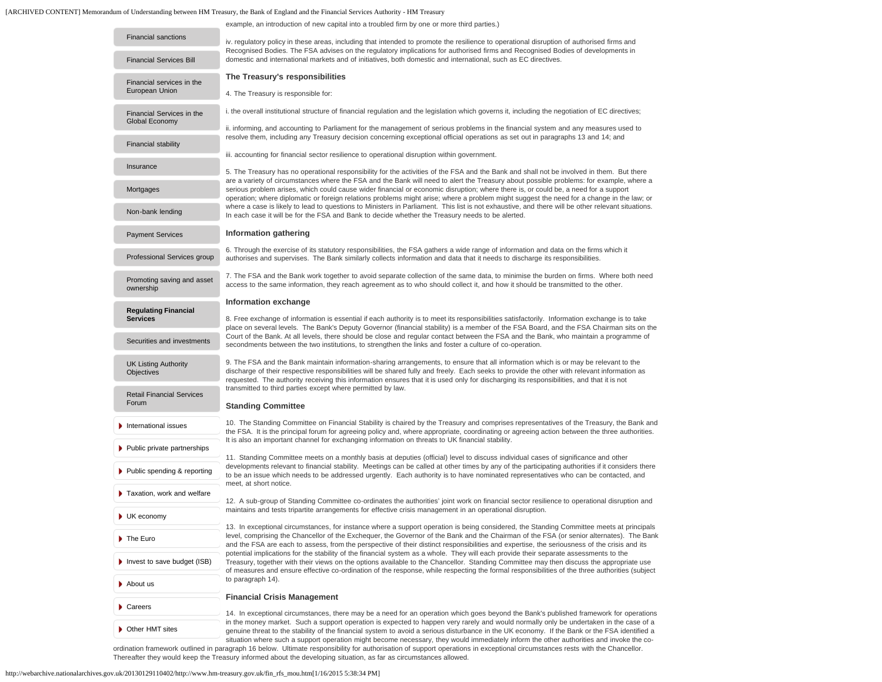example, an introduction of new capital into a troubled firm by one or more third parties.)

iv. regulatory policy in these areas, including that intended to promote the resilience to operational disruption of authorised firms and Recognised Bodies. The FSA advises on the regulatory implications for authorised firms and Recognised Bodies of developments in domestic and international markets and of initiatives, both domestic and international, such as EC directives.

### The Treasury's responsibilities

4. The Treasury is responsible for:

i. the overall institutional structure of financial regulation and the legislation which governs it, including the negotiation of EC directives;

ii. informing, and accounting to Parliament for the management of serious problems in the financial system and any measures used to resolve them, including any Treasury decision concerning exceptional official operations as set out in paragraphs 13 and 14; and

iii. accounting for financial sector resilience to operational disruption within government.

5. The Treasury has no operational responsibility for the activities of the FSA and the Bank and shall not be involved in them. But there are a variety of circumstances where the FSA and the Bank will need to alert the Treasury about possible problems: for example, where a serious problem arises, which could cause wider financial or economic disruption; where there is, or could be, a need for a support operation; where diplomatic or foreign relations problems might arise; where a problem might suggest the need for a change in the law; or where a case is likely to lead to questions to Ministers in Parliament. This list is not exhaustive, and there will be other relevant situations. In each case it will be for the FSA and Bank to decide whether the Treasury needs to be alerted.

### Information gathering

6. Through the exercise of its statutory responsibilities, the FSA gathers a wide range of information and data on the firms which it authorises and supervises. The Bank similarly collects information and data that it needs to discharge its responsibilities.

7. The FSA and the Bank work together to avoid separate collection of the same data, to minimise the burden on firms. Where both need access to the same information, they reach agreement as to who should collect it, and how it should be transmitted to the other.

### Information exchange

8. Free exchange of information is essential if each authority is to meet its responsibilities satisfactorily. Information exchange is to take place on several levels. The Bank's Deputy Governor (financial stability) is a member of the FSA Board, and the FSA Chairman sits on the Court of the Bank. At all levels, there should be close and regular contact between the FSA and the Bank, who maintain a programme of secondments between the two institutions, to strengthen the links and foster a culture of co-operation.

9. The FSA and the Bank maintain information-sharing arrangements, to ensure that all information which is or may be relevant to the discharge of their respective responsibilities will be shared fully and freely. Each seeks to provide the other with relevant information as requested. The authority receiving this information ensures that it is used only for discharging its responsibilities, and that it is not transmitted to third parties except where permitted by law.

### Standing Committee

10. The Standing Committee on Financial Stability is chaired by the Treasury and comprises representatives of the Treasury, the Bank and the FSA. It is the principal forum for agreeing policy and, where appropriate, coordinating or agreeing action between the three authorities. It is also an important channel for exchanging information on threats to UK financial stability.

11. Standing Committee meets on a monthly basis at deputies (official) level to discuss individual cases of significance and other developments relevant to financial stability. Meetings can be called at other times by any of the participating authorities if it considers there to be an issue which needs to be addressed urgently. Each authority is to have nominated representatives who can be contacted, and meet, at short notice.

12. A sub-group of Standing Committee co-ordinates the authorities' joint work on financial sector resilience to operational disruption and maintains and tests tripartite arrangements for effective crisis management in an operational disruption.

13. In exceptional circumstances, for instance where a support operation is being considered, the Standing Committee meets at principals level, comprising the Chancellor of the Exchequer, the Governor of the Bank and the Chairman of the FSA (or senior alternates). The Bank and the FSA are each to assess, from the perspective of their distinct responsibilities and expertise, the seriousness of the crisis and its potential implications for the stability of the financial system as a whole. They will each provide their separate assessments to the Treasury, together with their views on the options available to the Chancellor. Standing Committee may then discuss the appropriate use of measures and ensure effective co-ordination of the response, while respecting the formal responsibilities of the three authorities (subject to paragraph 14).

### Financial Crisis Management

14. In exceptional circumstances, there may be a need for an operation which goes beyond the Bank's published framework for operations in the money market. Such a support operation is expected to happen very rarely and would normally only be undertaken in the case of a genuine threat to the stability of the financial system to avoid a serious disturbance in the UK economy. If the Bank or the FSA identified a situation where such a support operation might become necessary, they would immediately inform the other authorities and invoke the co-ordination framework outlined in paragraph 16 below. Ultimate responsibility for authorisation of support operations in exceptional circumstances rests with the Chancellor. Thereafter they would keep the Treasury informed about the developing situation, as far as circumstances allowed.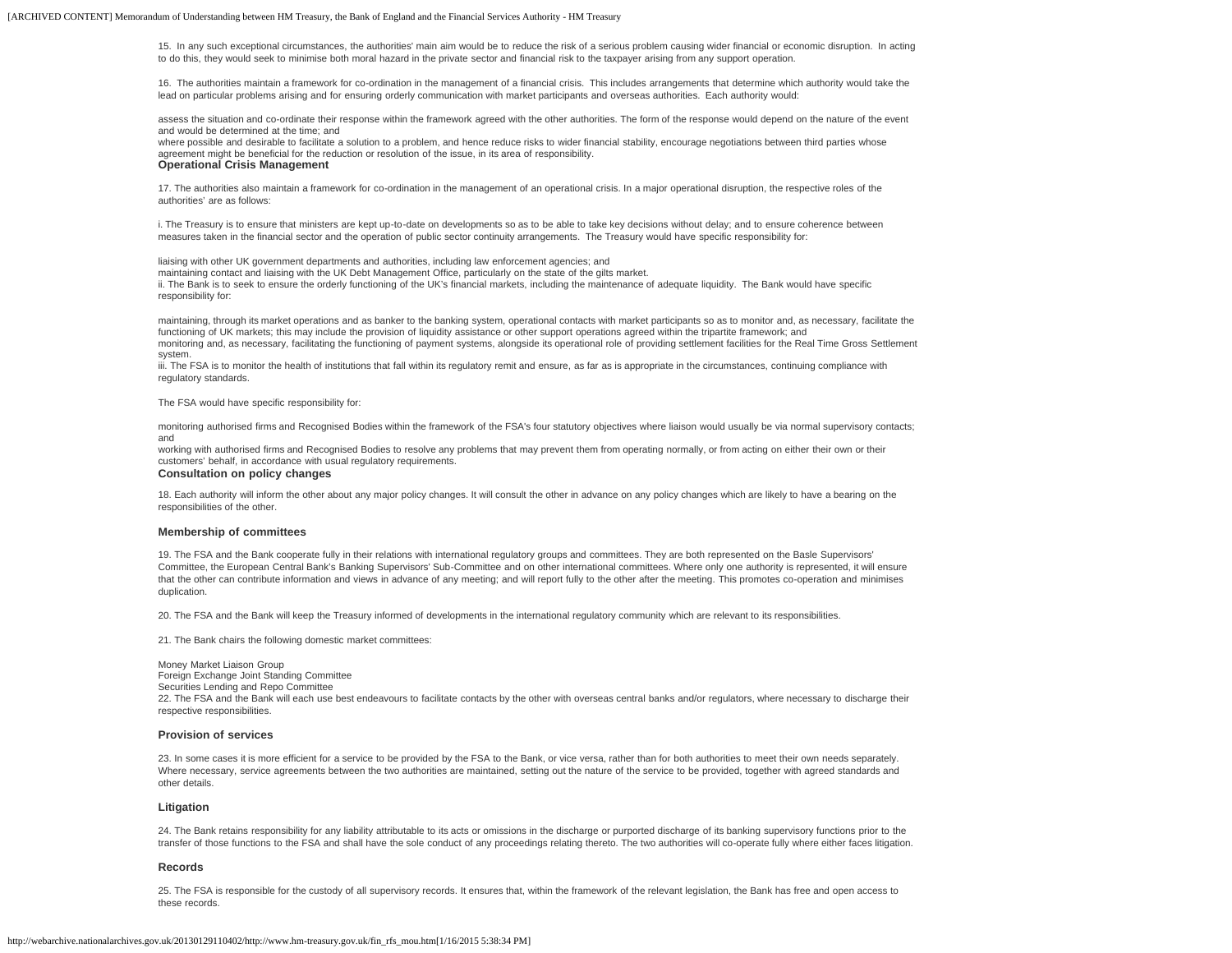15. In any such exceptional circumstances, the authorities' main aim would be to reduce the risk of a serious problem causing wider financial or economic disruption. In acting to do this, they would seek to minimise both moral hazard in the private sector and financial risk to the taxpayer arising from any support operation.

16. The authorities maintain a framework for co-ordination in the management of a financial crisis. This includes arrangements that determine which authority would take the lead on particular problems arising and for ensuring orderly communication with market participants and overseas authorities. Each authority would:

- assess the situation and co-ordinate their response within the framework agreed with the other authorities. The form of the response would depend on the nature of the event and would be determined at the time; and
- where possible and desirable to facilitate a solution to a problem, and hence reduce risks to wider financial stability, encourage negotiations between third parties whose agreement might be beneficial for the reduction or resolution of the issue, in its area of responsibility.

### Operational Crisis Management

17. The authorities also maintain a framework for co-ordination in the management of an operational crisis. In a major operational disruption, the respective roles of the authorities' are as follows:

i. The Treasury is to ensure that ministers are kept up-to-date on developments so as to be able to take key decisions without delay; and to ensure coherence between measures taken in the financial sector and the operation of public sector continuity arrangements. The Treasury would have specific responsibility for:

- liaising with other UK government departments and authorities, including law enforcement agencies; and
- maintaining contact and liaising with the UK Debt Management Office, particularly on the state of the gilts market.

ii. The Bank is to seek to ensure the orderly functioning of the UK's financial markets, including the maintenance of adequate liquidity. The Bank would have specific responsibility for:

- maintaining, through its market operations and as banker to the banking system, operational contacts with market participants so as to monitor and, as necessary, facilitate the functioning of UK markets; this may include the provision of liquidity assistance or other support operations agreed within the tripartite framework; and
- monitoring and, as necessary, facilitating the functioning of payment systems, alongside its operational role of providing settlement facilities for the Real Time Gross Settlement system.

iii. The FSA is to monitor the health of institutions that fall within its regulatory remit and ensure, as far as is appropriate in the circumstances, continuing compliance with regulatory standards.

The FSA would have specific responsibility for:

- monitoring authorised firms and Recognised Bodies within the framework of the FSA's four statutory objectives where liaison would usually be via normal supervisory contacts; and
- working with authorised firms and Recognised Bodies to resolve any problems that may prevent them from operating normally, or from acting on either their own or their customers' behalf, in accordance with usual regulatory requirements.

### Consultation on policy changes

18. Each authority will inform the other about any major policy changes. It will consult the other in advance on any policy changes which are likely to have a bearing on the responsibilities of the other.

### Membership of committees

19. The FSA and the Bank cooperate fully in their relations with international regulatory groups and committees. They are both represented on the Basle Supervisors' Committee, the European Central Bank's Banking Supervisors' Sub-Committee and on other international committees. Where only one authority is represented, it will ensure that the other can contribute information and views in advance of any meeting; and will report fully to the other after the meeting. This promotes co-operation and minimises duplication.

20. The FSA and the Bank will keep the Treasury informed of developments in the international regulatory community which are relevant to its responsibilities.

21. The Bank chairs the following domestic market committees:

- Money Market Liaison Group
- Foreign Exchange Joint Standing Committee
- Securities Lending and Repo Committee

22. The FSA and the Bank will each use best endeavours to facilitate contacts by the other with overseas central banks and/or regulators, where necessary to discharge their respective responsibilities.

### Provision of services

23. In some cases it is more efficient for a service to be provided by the FSA to the Bank, or vice versa, rather than for both authorities to meet their own needs separately. Where necessary, service agreements between the two authorities are maintained, setting out the nature of the service to be provided, together with agreed standards and other details.

### Litigation

24. The Bank retains responsibility for any liability attributable to its acts or omissions in the discharge or purported discharge of its banking supervisory functions prior to the transfer of those functions to the FSA and shall have the sole conduct of any proceedings relating thereto. The two authorities will co-operate fully where either faces litigation.

### Records

25. The FSA is responsible for the custody of all supervisory records. It ensures that, within the framework of the relevant legislation, the Bank has free and open access to these records.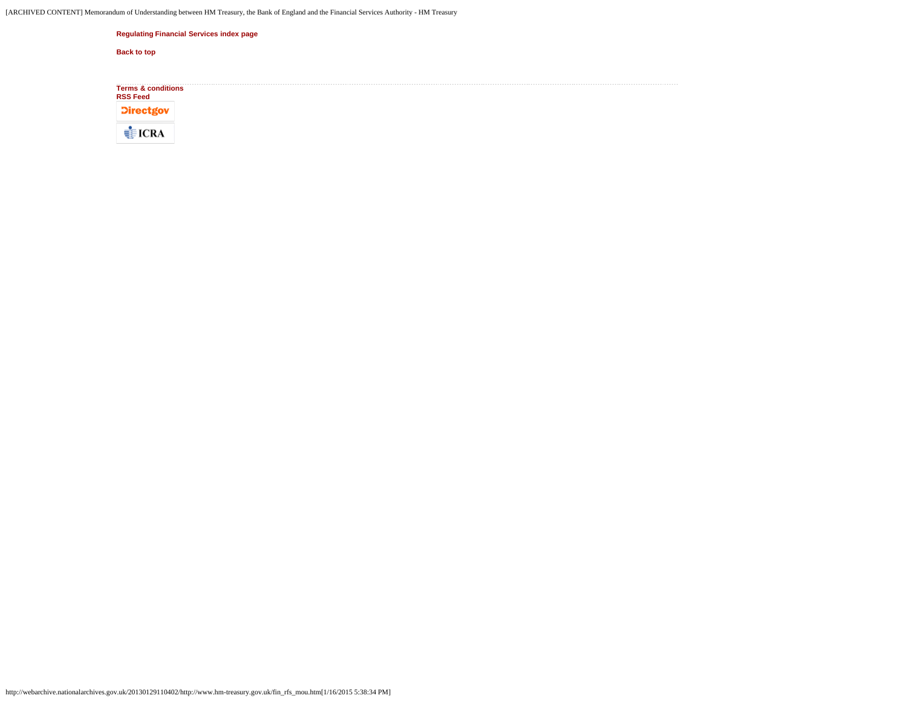Regulating Financial Services index page

Back to top

---

Terms & conditions
RSS Feed

Directgov

ICRA